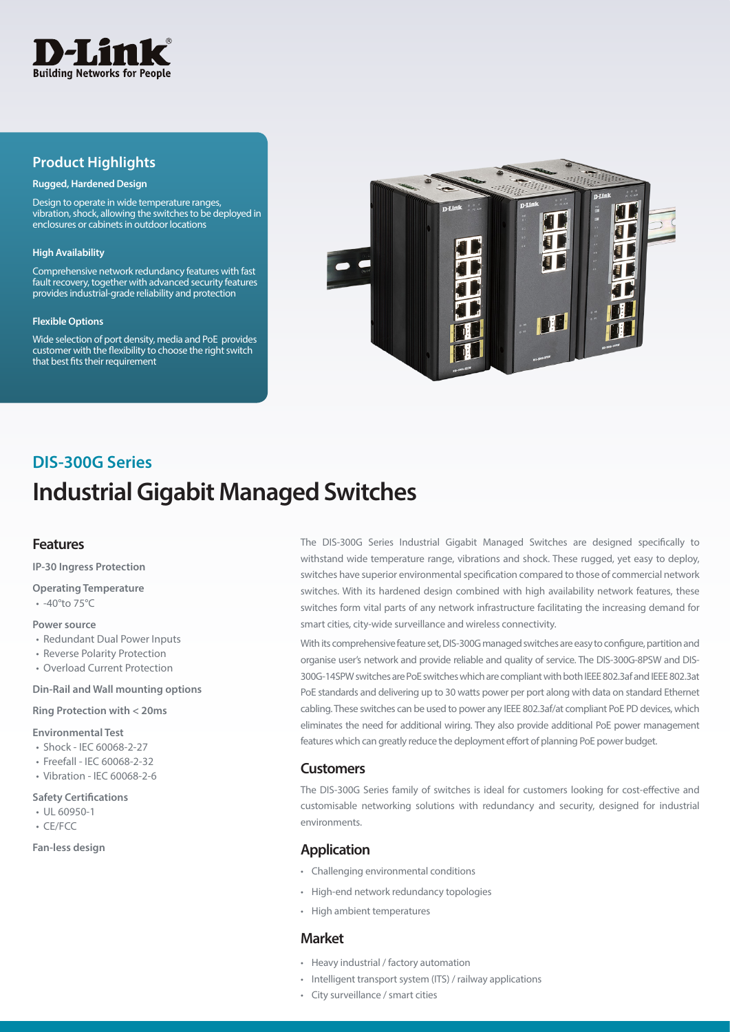D-Link
Building Networks for People

## Product Highlights

**Rugged, Hardened Design**

Design to operate in wide temperature ranges, vibration, shock, allowing the switches to be deployed in enclosures or cabinets in outdoor locations

**High Availability**

Comprehensive network redundancy features with fast fault recovery, together with advanced security features provides industrial-grade reliability and protection

**Flexible Options**

Wide selection of port density, media and PoE provides customer with the flexibility to choose the right switch that best fits their requirement

## DIS-300G Series

# Industrial Gigabit Managed Switches

## Features

**IP-30 Ingress Protection**

**Operating Temperature**
- -40°to 75°C

**Power source**
- Redundant Dual Power Inputs
- Reverse Polarity Protection
- Overload Current Protection

**Din-Rail and Wall mounting options**

**Ring Protection with < 20ms**

**Environmental Test**
- Shock - IEC 60068-2-27
- Freefall - IEC 60068-2-32
- Vibration - IEC 60068-2-6

**Safety Certifications**
- UL 60950-1
- CE/FCC

**Fan-less design**

The DIS-300G Series Industrial Gigabit Managed Switches are designed specifically to withstand wide temperature range, vibrations and shock. These rugged, yet easy to deploy, switches have superior environmental specification compared to those of commercial network switches. With its hardened design combined with high availability network features, these switches form vital parts of any network infrastructure facilitating the increasing demand for smart cities, city-wide surveillance and wireless connectivity.

With its comprehensive feature set, DIS-300G managed switches are easy to configure, partition and organise user's network and provide reliable and quality of service. The DIS-300G-8PSW and DIS-300G-14SPW switches are PoE switches which are compliant with both IEEE 802.3af and IEEE 802.3at PoE standards and delivering up to 30 watts power per port along with data on standard Ethernet cabling. These switches can be used to power any IEEE 802.3af/at compliant PoE PD devices, which eliminates the need for additional wiring. They also provide additional PoE power management features which can greatly reduce the deployment effort of planning PoE power budget.

## Customers

The DIS-300G Series family of switches is ideal for customers looking for cost-effective and customisable networking solutions with redundancy and security, designed for industrial environments.

## Application

- Challenging environmental conditions
- High-end network redundancy topologies
- High ambient temperatures

## Market

- Heavy industrial / factory automation
- Intelligent transport system (ITS) / railway applications
- City surveillance / smart cities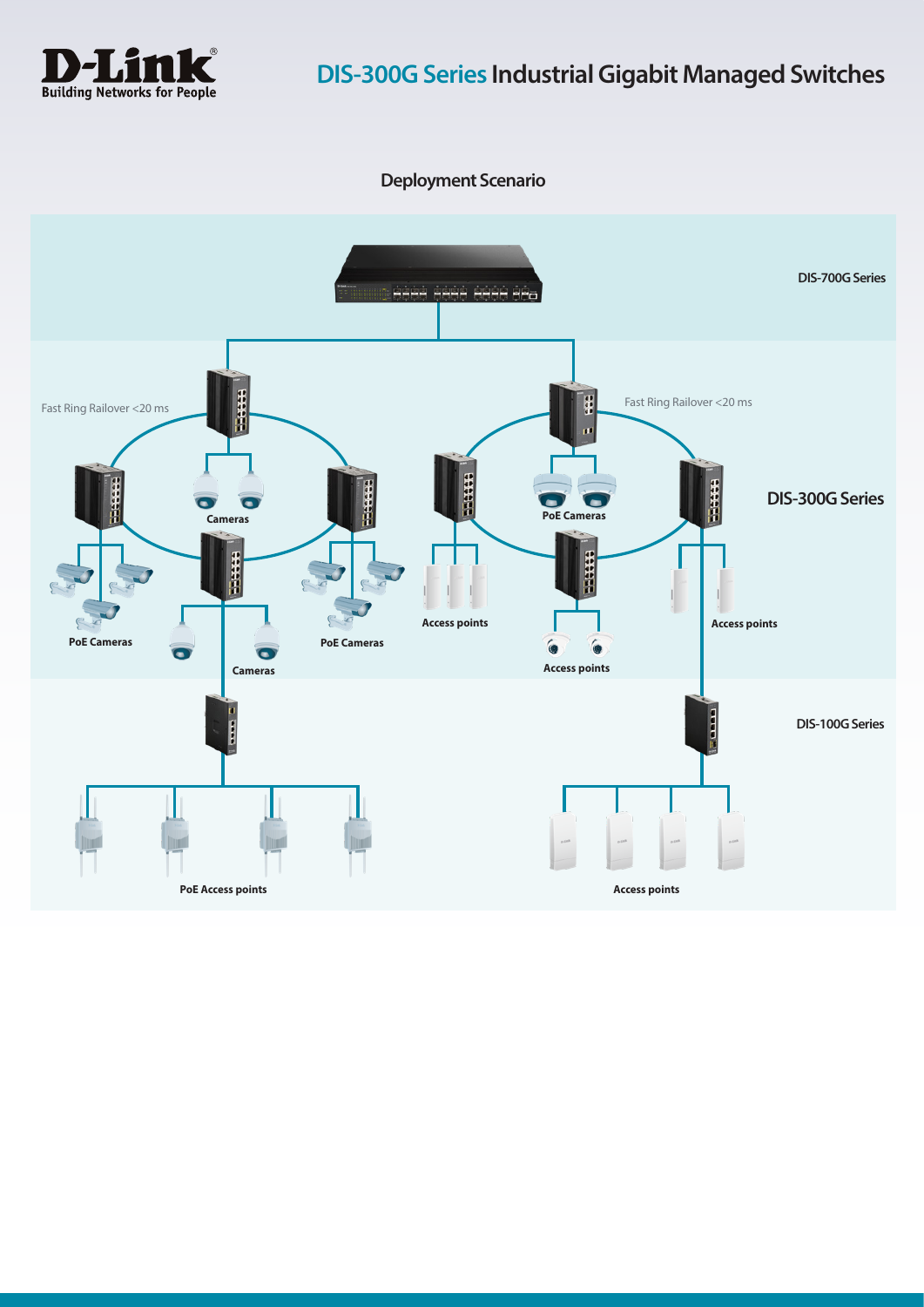# DIS-300G Series Industrial Gigabit Managed Switches

## Deployment Scenario

DIS-700G Series

Fast Ring Railover <20 ms

Fast Ring Railover <20 ms

DIS-300G Series

Cameras

PoE Cameras

PoE Cameras

PoE Cameras

Cameras

Access points

Access points

Access points

DIS-100G Series

PoE Access points

Access points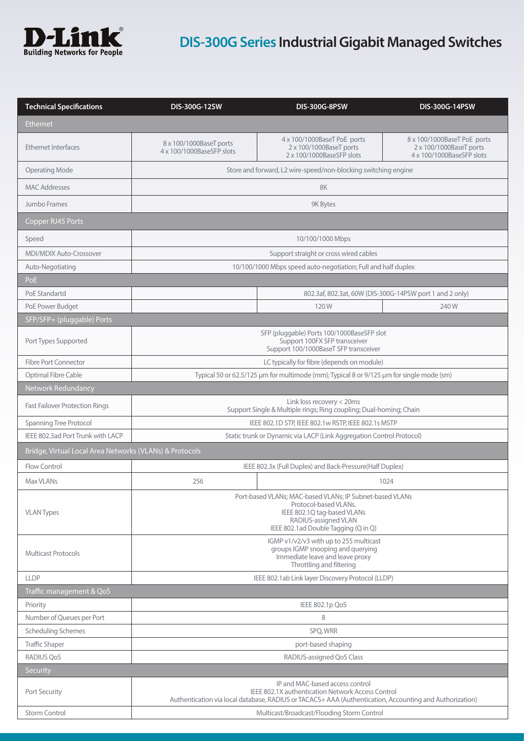# DIS-300G Series Industrial Gigabit Managed Switches

| Technical Specifications | DIS-300G-12SW | DIS-300G-8PSW | DIS-300G-14PSW |
|---|---|---|---|
| **Ethernet** | | | |
| Ethernet Interfaces | 8 x 100/1000BaseT ports<br>4 x 100/1000BaseSFP slots | 4 x 100/1000BaseT PoE ports<br>2 x 100/1000BaseT ports<br>2 x 100/1000BaseSFP slots | 8 x 100/1000BaseT PoE ports<br>2 x 100/1000BaseT ports<br>4 x 100/1000BaseSFP slots |
| Operating Mode | Store and forward, L2 wire-speed/non-blocking switching engine | | |
| MAC Addresses | 8K | | |
| Jumbo Frames | 9K Bytes | | |
| **Copper RJ45 Ports** | | | |
| Speed | 10/100/1000 Mbps | | |
| MDI/MDIX Auto-Crossover | Support straight or cross wired cables | | |
| Auto-Negotiating | 10/100/1000 Mbps speed auto-negotiation; Full and half duplex | | |
| **PoE** | | | |
| PoE Standartd | | 802.3af, 802.3at, 60W (DIS-300G-14PSW port 1 and 2 only) | |
| PoE Power Budget | | 120 W | 240 W |
| **SFP/SFP+ (pluggable) Ports** | | | |
| Port Types Supported | SFP (pluggable) Ports 100/1000BaseSFP slot<br>Support 100FX SFP transceiver<br>Support 100/1000BaseT SFP transceiver | | |
| Fibre Port Connector | LC typically for fibre (depends on module) | | |
| Optimal Fibre Cable | Typical 50 or 62.5/125 μm for multimode (mm); Typical 8 or 9/125 μm for single mode (sm) | | |
| **Network Redundancy** | | | |
| Fast Failover Protection Rings | Link loss recovery < 20ms<br>Support Single & Multiple rings; Ring coupling; Dual-homing; Chain | | |
| Spanning Tree Protocol | IEEE 802.1D STP, IEEE 802.1w RSTP, IEEE 802.1s MSTP | | |
| IEEE 802.3ad Port Trunk with LACP | Static trunk or Dynamic via LACP (Link Aggregation Control Protocol) | | |
| **Bridge, Virtual Local Area Networks (VLANs) & Protocols** | | | |
| Flow Control | IEEE 802.3x (Full Duplex) and Back-Pressure(Half Duplex) | | |
| Max VLANs | 256 | 1024 | |
| VLAN Types | Port-based VLANs; MAC-based VLANs; IP Subnet-based VLANs<br>Protocol-based VLANs.<br>IEEE 802.1Q tag-based VLANs<br>RADIUS-assigned VLAN<br>IEEE 802.1ad Double Tagging (Q in Q) | | |
| Multicast Protocols | IGMP v1/v2/v3 with up to 255 multicast<br>groups IGMP snooping and querying<br>Immediate leave and leave proxy<br>Throttling and filtering | | |
| LLDP | IEEE 802.1ab Link layer Discovery Protocol (LLDP) | | |
| **Traffic management & QoS** | | | |
| Priority | IEEE 802.1p QoS | | |
| Number of Queues per Port | 8 | | |
| Scheduling Schemes | SPQ, WRR | | |
| Traffic Shaper | port-based shaping | | |
| RADIUS QoS | RADIUS-assigned QoS Class | | |
| **Security** | | | |
| Port Security | IP and MAC-based access control<br>IEEE 802.1X authentication Network Access Control<br>Authentication via local database, RADIUS or TACACS+ AAA (Authentication, Accounting and Authorization) | | |
| Storm Control | Multicast/Broadcast/Flooding Storm Control | | |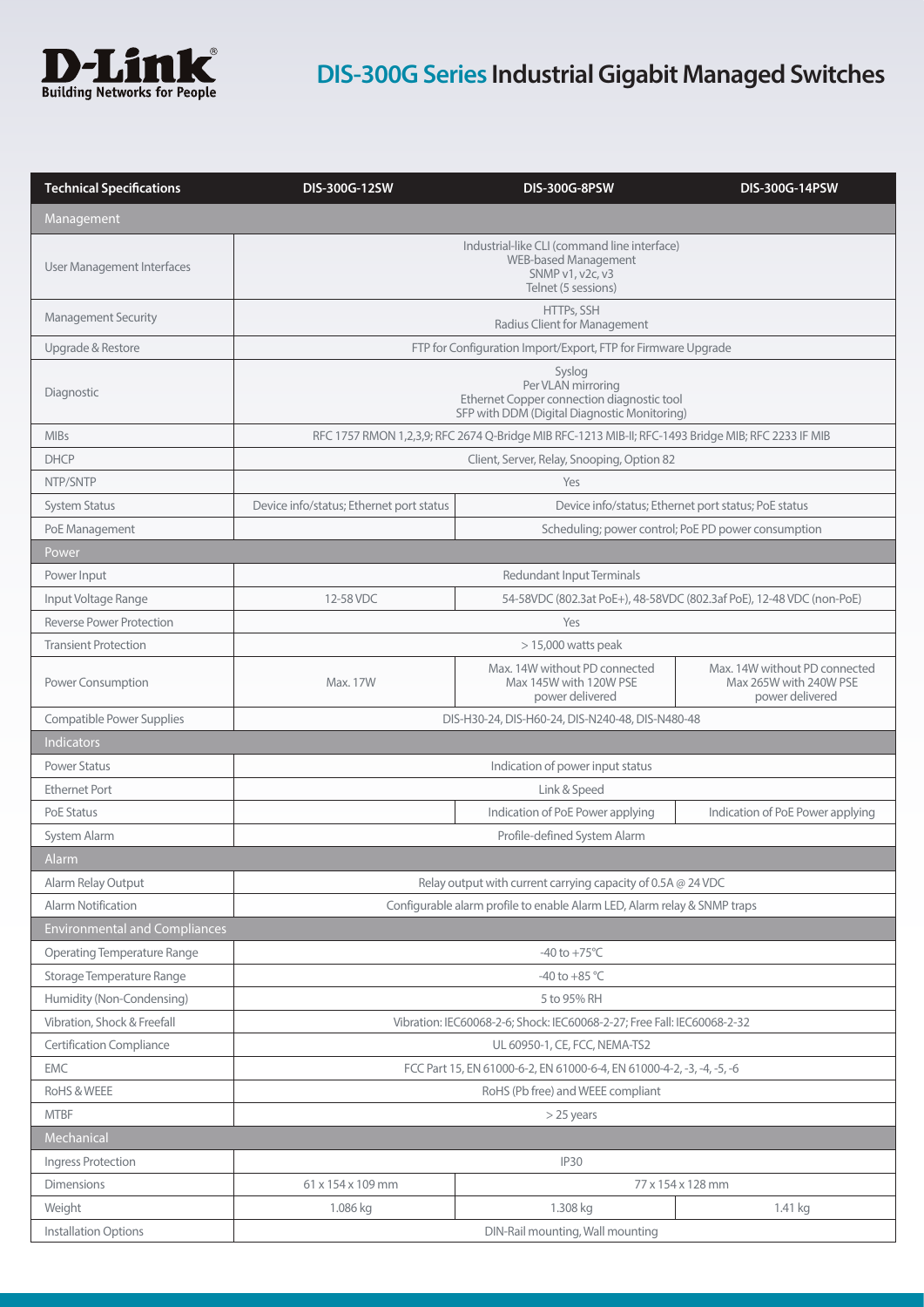# DIS-300G Series Industrial Gigabit Managed Switches

| Technical Specifications | DIS-300G-12SW | DIS-300G-8PSW | DIS-300G-14PSW |
|---|---|---|---|
| **Management** | | | |
| User Management Interfaces | Industrial-like CLI (command line interface)<br>WEB-based Management<br>SNMP v1, v2c, v3<br>Telnet (5 sessions) | | |
| Management Security | HTTPs, SSH<br>Radius Client for Management | | |
| Upgrade & Restore | FTP for Configuration Import/Export, FTP for Firmware Upgrade | | |
| Diagnostic | Syslog<br>Per VLAN mirroring<br>Ethernet Copper connection diagnostic tool<br>SFP with DDM (Digital Diagnostic Monitoring) | | |
| MIBs | RFC 1757 RMON 1,2,3,9; RFC 2674 Q-Bridge MIB RFC-1213 MIB-II; RFC-1493 Bridge MIB; RFC 2233 IF MIB | | |
| DHCP | Client, Server, Relay, Snooping, Option 82 | | |
| NTP/SNTP | Yes | | |
| System Status | Device info/status; Ethernet port status | Device info/status; Ethernet port status; PoE status | |
| PoE Management | | Scheduling; power control; PoE PD power consumption | |
| **Power** | | | |
| Power Input | Redundant Input Terminals | | |
| Input Voltage Range | 12-58 VDC | 54-58VDC (802.3at PoE+), 48-58VDC (802.3af PoE), 12-48 VDC (non-PoE) | |
| Reverse Power Protection | Yes | | |
| Transient Protection | > 15,000 watts peak | | |
| Power Consumption | Max. 17W | Max. 14W without PD connected<br>Max 145W with 120W PSE power delivered | Max. 14W without PD connected<br>Max 265W with 240W PSE power delivered |
| Compatible Power Supplies | DIS-H30-24, DIS-H60-24, DIS-N240-48, DIS-N480-48 | | |
| **Indicators** | | | |
| Power Status | Indication of power input status | | |
| Ethernet Port | Link & Speed | | |
| PoE Status | | Indication of PoE Power applying | Indication of PoE Power applying |
| System Alarm | Profile-defined System Alarm | | |
| **Alarm** | | | |
| Alarm Relay Output | Relay output with current carrying capacity of 0.5A @ 24 VDC | | |
| Alarm Notification | Configurable alarm profile to enable Alarm LED, Alarm relay & SNMP traps | | |
| **Environmental and Compliances** | | | |
| Operating Temperature Range | -40 to +75°C | | |
| Storage Temperature Range | -40 to +85 °C | | |
| Humidity (Non-Condensing) | 5 to 95% RH | | |
| Vibration, Shock & Freefall | Vibration: IEC60068-2-6; Shock: IEC60068-2-27; Free Fall: IEC60068-2-32 | | |
| Certification Compliance | UL 60950-1, CE, FCC, NEMA-TS2 | | |
| EMC | FCC Part 15, EN 61000-6-2, EN 61000-6-4, EN 61000-4-2, -3, -4, -5, -6 | | |
| RoHS & WEEE | RoHS (Pb free) and WEEE compliant | | |
| MTBF | > 25 years | | |
| **Mechanical** | | | |
| Ingress Protection | IP30 | | |
| Dimensions | 61 x 154 x 109 mm | 77 x 154 x 128 mm | |
| Weight | 1.086 kg | 1.308 kg | 1.41 kg |
| Installation Options | DIN-Rail mounting, Wall mounting | | |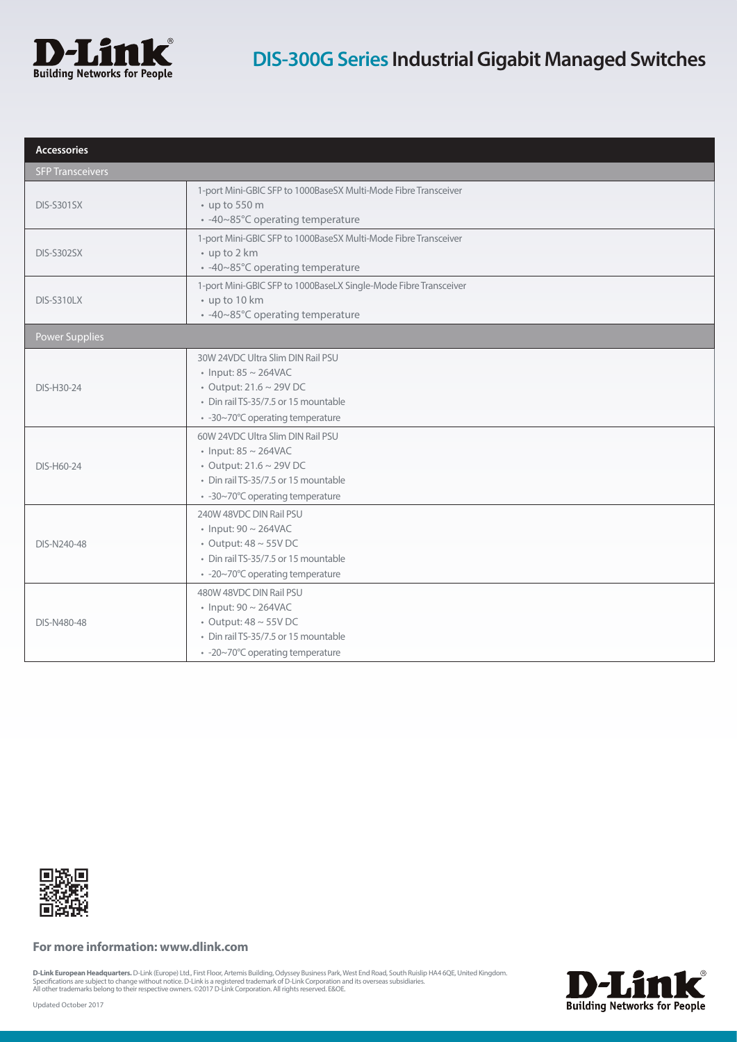# DIS-300G Series Industrial Gigabit Managed Switches

| Accessories | |
|---|---|
| **SFP Transceivers** | |
| DIS-S301SX | 1-port Mini-GBIC SFP to 1000BaseSX Multi-Mode Fibre Transceiver<br>• up to 550 m<br>• -40~85°C operating temperature |
| DIS-S302SX | 1-port Mini-GBIC SFP to 1000BaseSX Multi-Mode Fibre Transceiver<br>• up to 2 km<br>• -40~85°C operating temperature |
| DIS-S310LX | 1-port Mini-GBIC SFP to 1000BaseLX Single-Mode Fibre Transceiver<br>• up to 10 km<br>• -40~85°C operating temperature |
| **Power Supplies** | |
| DIS-H30-24 | 30W 24VDC Ultra Slim DIN Rail PSU<br>• Input: 85 ~ 264VAC<br>• Output: 21.6 ~ 29V DC<br>• Din rail TS-35/7.5 or 15 mountable<br>• -30~70°C operating temperature |
| DIS-H60-24 | 60W 24VDC Ultra Slim DIN Rail PSU<br>• Input: 85 ~ 264VAC<br>• Output: 21.6 ~ 29V DC<br>• Din rail TS-35/7.5 or 15 mountable<br>• -30~70°C operating temperature |
| DIS-N240-48 | 240W 48VDC DIN Rail PSU<br>• Input: 90 ~ 264VAC<br>• Output: 48 ~ 55V DC<br>• Din rail TS-35/7.5 or 15 mountable<br>• -20~70°C operating temperature |
| DIS-N480-48 | 480W 48VDC DIN Rail PSU<br>• Input: 90 ~ 264VAC<br>• Output: 48 ~ 55V DC<br>• Din rail TS-35/7.5 or 15 mountable<br>• -20~70°C operating temperature |

**For more information: www.dlink.com**

**D-Link European Headquarters.** D-Link (Europe) Ltd., First Floor, Artemis Building, Odyssey Business Park, West End Road, South Ruislip HA4 6QE, United Kingdom. Specifications are subject to change without notice. D-Link is a registered trademark of D-Link Corporation and its overseas subsidiaries. All other trademarks belong to their respective owners. ©2017 D-Link Corporation. All rights reserved. E&OE.

Updated October 2017